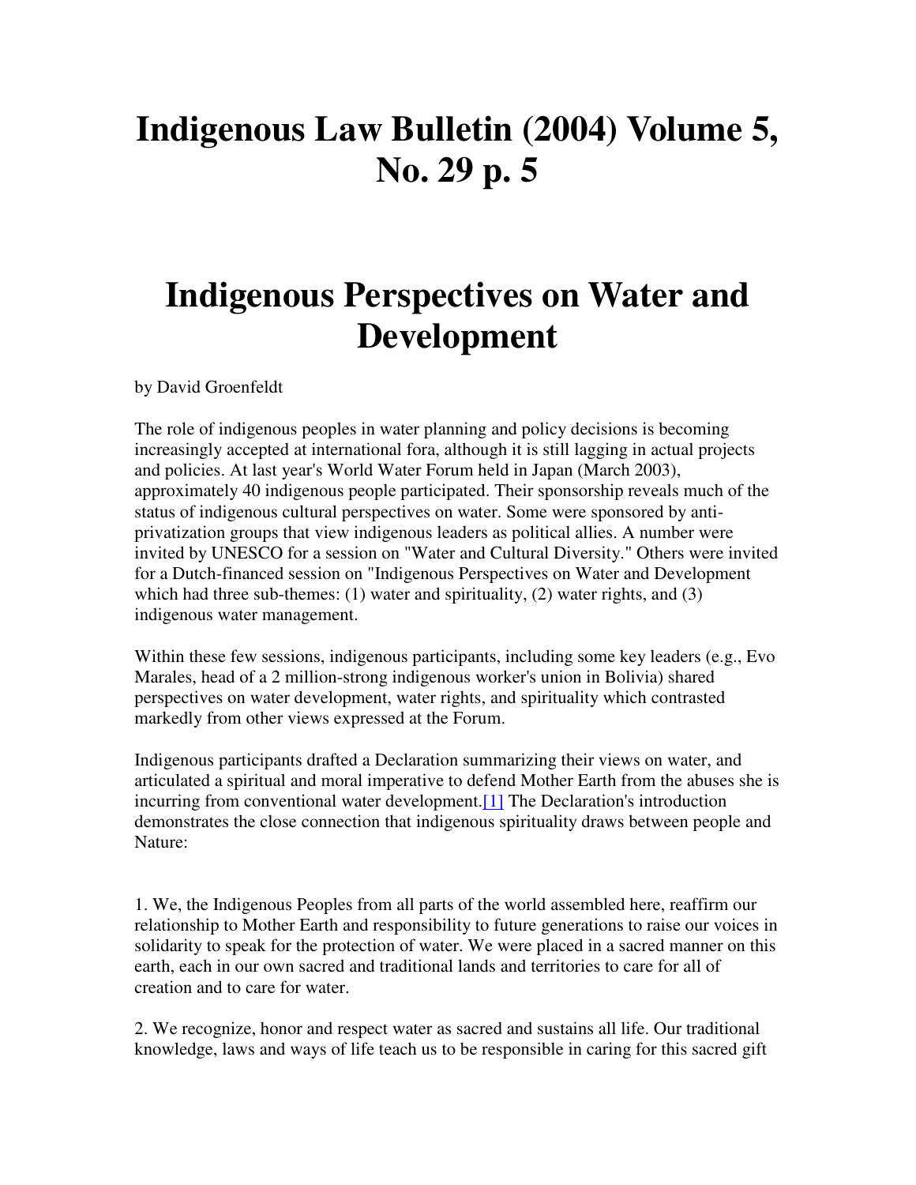# Indigenous Law Bulletin (2004) Volume 5, No. 29 p. 5

# Indigenous Perspectives on Water and Development

by David Groenfeldt

The role of indigenous peoples in water planning and policy decisions is becoming increasingly accepted at international fora, although it is still lagging in actual projects and policies. At last year's World Water Forum held in Japan (March 2003), approximately 40 indigenous people participated. Their sponsorship reveals much of the status of indigenous cultural perspectives on water. Some were sponsored by anti-privatization groups that view indigenous leaders as political allies. A number were invited by UNESCO for a session on "Water and Cultural Diversity." Others were invited for a Dutch-financed session on "Indigenous Perspectives on Water and Development which had three sub-themes: (1) water and spirituality, (2) water rights, and (3) indigenous water management.

Within these few sessions, indigenous participants, including some key leaders (e.g., Evo Marales, head of a 2 million-strong indigenous worker's union in Bolivia) shared perspectives on water development, water rights, and spirituality which contrasted markedly from other views expressed at the Forum.

Indigenous participants drafted a Declaration summarizing their views on water, and articulated a spiritual and moral imperative to defend Mother Earth from the abuses she is incurring from conventional water development.[1] The Declaration's introduction demonstrates the close connection that indigenous spirituality draws between people and Nature:

1. We, the Indigenous Peoples from all parts of the world assembled here, reaffirm our relationship to Mother Earth and responsibility to future generations to raise our voices in solidarity to speak for the protection of water. We were placed in a sacred manner on this earth, each in our own sacred and traditional lands and territories to care for all of creation and to care for water.

2. We recognize, honor and respect water as sacred and sustains all life. Our traditional knowledge, laws and ways of life teach us to be responsible in caring for this sacred gift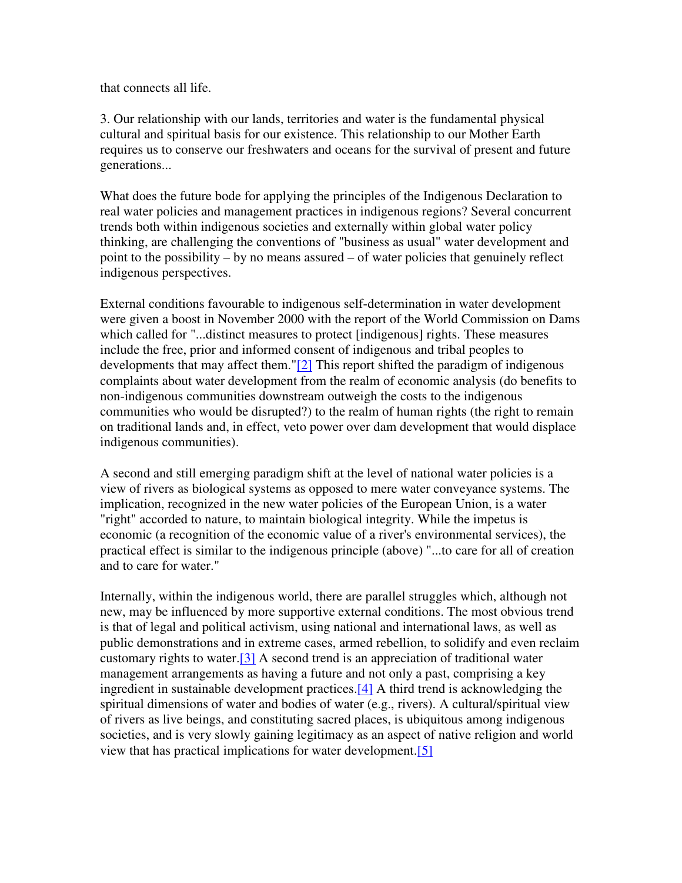that connects all life.

3. Our relationship with our lands, territories and water is the fundamental physical cultural and spiritual basis for our existence. This relationship to our Mother Earth requires us to conserve our freshwaters and oceans for the survival of present and future generations...

What does the future bode for applying the principles of the Indigenous Declaration to real water policies and management practices in indigenous regions? Several concurrent trends both within indigenous societies and externally within global water policy thinking, are challenging the conventions of "business as usual" water development and point to the possibility – by no means assured – of water policies that genuinely reflect indigenous perspectives.

External conditions favourable to indigenous self-determination in water development were given a boost in November 2000 with the report of the World Commission on Dams which called for "...distinct measures to protect [indigenous] rights. These measures include the free, prior and informed consent of indigenous and tribal peoples to developments that may affect them."[2] This report shifted the paradigm of indigenous complaints about water development from the realm of economic analysis (do benefits to non-indigenous communities downstream outweigh the costs to the indigenous communities who would be disrupted?) to the realm of human rights (the right to remain on traditional lands and, in effect, veto power over dam development that would displace indigenous communities).

A second and still emerging paradigm shift at the level of national water policies is a view of rivers as biological systems as opposed to mere water conveyance systems. The implication, recognized in the new water policies of the European Union, is a water "right" accorded to nature, to maintain biological integrity. While the impetus is economic (a recognition of the economic value of a river's environmental services), the practical effect is similar to the indigenous principle (above) "...to care for all of creation and to care for water."

Internally, within the indigenous world, there are parallel struggles which, although not new, may be influenced by more supportive external conditions. The most obvious trend is that of legal and political activism, using national and international laws, as well as public demonstrations and in extreme cases, armed rebellion, to solidify and even reclaim customary rights to water.[3] A second trend is an appreciation of traditional water management arrangements as having a future and not only a past, comprising a key ingredient in sustainable development practices.[4] A third trend is acknowledging the spiritual dimensions of water and bodies of water (e.g., rivers). A cultural/spiritual view of rivers as live beings, and constituting sacred places, is ubiquitous among indigenous societies, and is very slowly gaining legitimacy as an aspect of native religion and world view that has practical implications for water development.[5]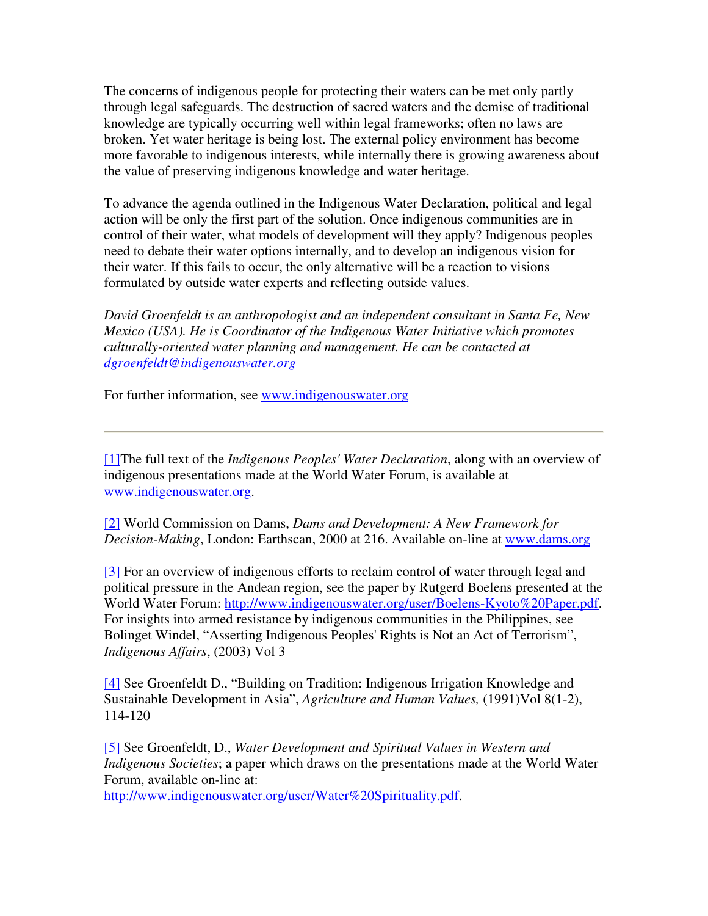The concerns of indigenous people for protecting their waters can be met only partly through legal safeguards. The destruction of sacred waters and the demise of traditional knowledge are typically occurring well within legal frameworks; often no laws are broken. Yet water heritage is being lost. The external policy environment has become more favorable to indigenous interests, while internally there is growing awareness about the value of preserving indigenous knowledge and water heritage.

To advance the agenda outlined in the Indigenous Water Declaration, political and legal action will be only the first part of the solution. Once indigenous communities are in control of their water, what models of development will they apply? Indigenous peoples need to debate their water options internally, and to develop an indigenous vision for their water. If this fails to occur, the only alternative will be a reaction to visions formulated by outside water experts and reflecting outside values.

*David Groenfeldt is an anthropologist and an independent consultant in Santa Fe, New Mexico (USA). He is Coordinator of the Indigenous Water Initiative which promotes culturally-oriented water planning and management. He can be contacted at [dgroenfeldt@indigenouswater.org](mailto:dgroenfeldt@indigenouswater.org)*

For further information, see [www.indigenouswater.org](http://www.indigenouswater.org)

---

[1]The full text of the *Indigenous Peoples' Water Declaration*, along with an overview of indigenous presentations made at the World Water Forum, is available at [www.indigenouswater.org](http://www.indigenouswater.org).

[2] World Commission on Dams, *Dams and Development: A New Framework for Decision-Making*, London: Earthscan, 2000 at 216. Available on-line at [www.dams.org](http://www.dams.org)

[3] For an overview of indigenous efforts to reclaim control of water through legal and political pressure in the Andean region, see the paper by Rutgerd Boelens presented at the World Water Forum: [http://www.indigenouswater.org/user/Boelens-Kyoto%20Paper.pdf](http://www.indigenouswater.org/user/Boelens-Kyoto%20Paper.pdf). For insights into armed resistance by indigenous communities in the Philippines, see Bolinget Windel, "Asserting Indigenous Peoples' Rights is Not an Act of Terrorism", *Indigenous Affairs*, (2003) Vol 3

[4] See Groenfeldt D., "Building on Tradition: Indigenous Irrigation Knowledge and Sustainable Development in Asia", *Agriculture and Human Values,* (1991)Vol 8(1-2), 114-120

[5] See Groenfeldt, D., *Water Development and Spiritual Values in Western and Indigenous Societies*; a paper which draws on the presentations made at the World Water Forum, available on-line at: [http://www.indigenouswater.org/user/Water%20Spirituality.pdf](http://www.indigenouswater.org/user/Water%20Spirituality.pdf).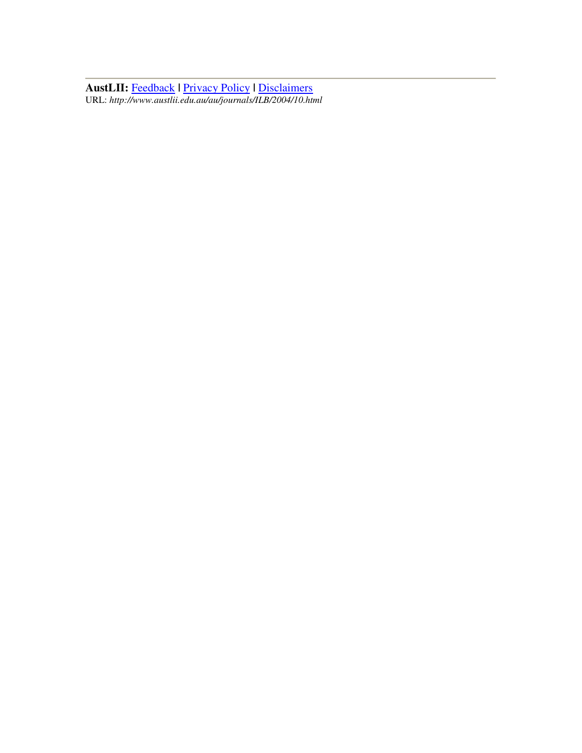**AustLII:** Feedback | Privacy Policy | Disclaimers
URL: *http://www.austlii.edu.au/au/journals/ILB/2004/10.html*